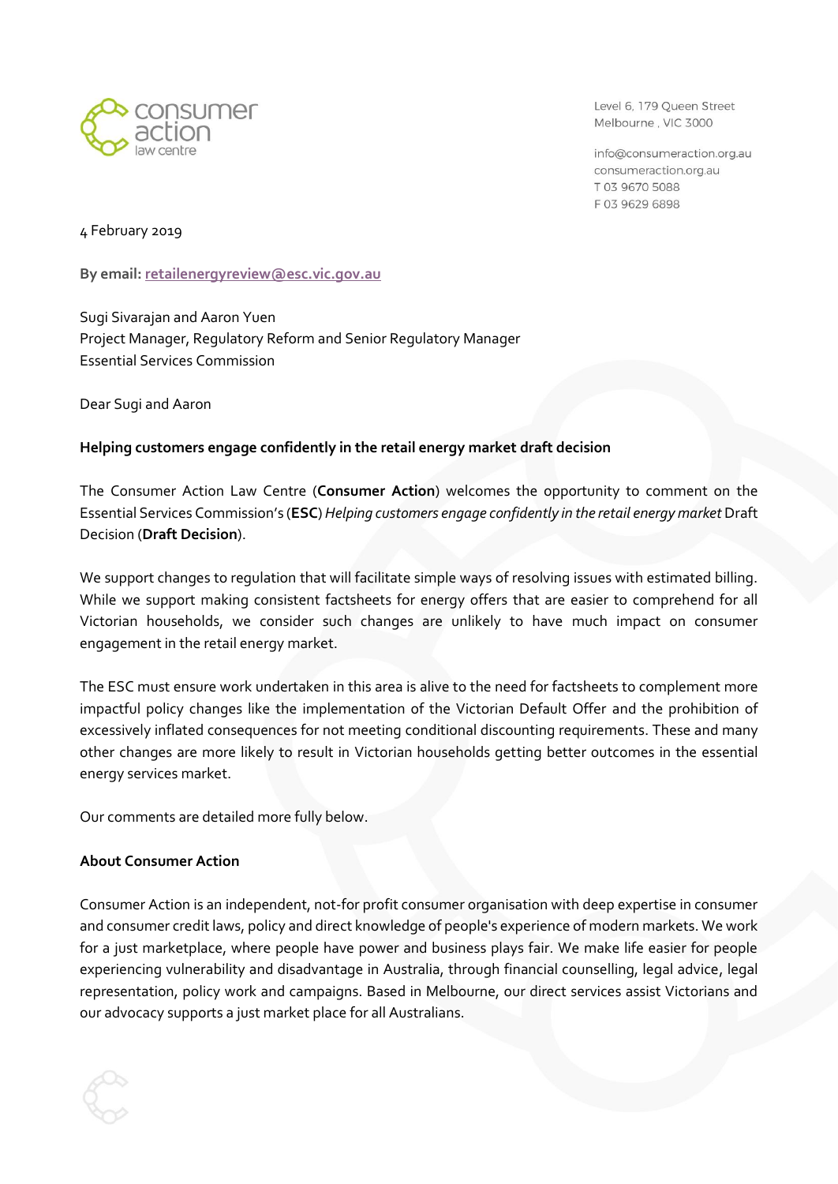consumer action law centre

Level 6, 179 Queen Street
Melbourne , VIC 3000

info@consumeraction.org.au
consumeraction.org.au
T 03 9670 5088
F 03 9629 6898

4 February 2019

**By email:** retailenergyreview@esc.vic.gov.au

Sugi Sivarajan and Aaron Yuen
Project Manager, Regulatory Reform and Senior Regulatory Manager
Essential Services Commission

Dear Sugi and Aaron

**Helping customers engage confidently in the retail energy market draft decision**

The Consumer Action Law Centre (**Consumer Action**) welcomes the opportunity to comment on the Essential Services Commission's (**ESC**) *Helping customers engage confidently in the retail energy market* Draft Decision (**Draft Decision**).

We support changes to regulation that will facilitate simple ways of resolving issues with estimated billing. While we support making consistent factsheets for energy offers that are easier to comprehend for all Victorian households, we consider such changes are unlikely to have much impact on consumer engagement in the retail energy market.

The ESC must ensure work undertaken in this area is alive to the need for factsheets to complement more impactful policy changes like the implementation of the Victorian Default Offer and the prohibition of excessively inflated consequences for not meeting conditional discounting requirements. These and many other changes are more likely to result in Victorian households getting better outcomes in the essential energy services market.

Our comments are detailed more fully below.

**About Consumer Action**

Consumer Action is an independent, not-for profit consumer organisation with deep expertise in consumer and consumer credit laws, policy and direct knowledge of people's experience of modern markets. We work for a just marketplace, where people have power and business plays fair. We make life easier for people experiencing vulnerability and disadvantage in Australia, through financial counselling, legal advice, legal representation, policy work and campaigns. Based in Melbourne, our direct services assist Victorians and our advocacy supports a just market place for all Australians.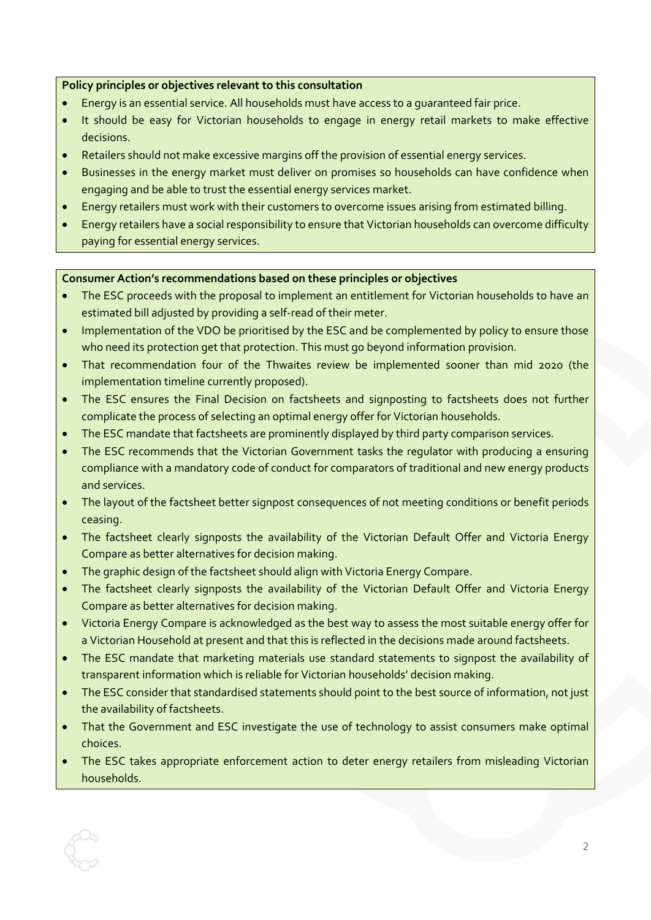**Policy principles or objectives relevant to this consultation**

- Energy is an essential service. All households must have access to a guaranteed fair price.
- It should be easy for Victorian households to engage in energy retail markets to make effective decisions.
- Retailers should not make excessive margins off the provision of essential energy services.
- Businesses in the energy market must deliver on promises so households can have confidence when engaging and be able to trust the essential energy services market.
- Energy retailers must work with their customers to overcome issues arising from estimated billing.
- Energy retailers have a social responsibility to ensure that Victorian households can overcome difficulty paying for essential energy services.

**Consumer Action's recommendations based on these principles or objectives**

- The ESC proceeds with the proposal to implement an entitlement for Victorian households to have an estimated bill adjusted by providing a self-read of their meter.
- Implementation of the VDO be prioritised by the ESC and be complemented by policy to ensure those who need its protection get that protection. This must go beyond information provision.
- That recommendation four of the Thwaites review be implemented sooner than mid 2020 (the implementation timeline currently proposed).
- The ESC ensures the Final Decision on factsheets and signposting to factsheets does not further complicate the process of selecting an optimal energy offer for Victorian households.
- The ESC mandate that factsheets are prominently displayed by third party comparison services.
- The ESC recommends that the Victorian Government tasks the regulator with producing a ensuring compliance with a mandatory code of conduct for comparators of traditional and new energy products and services.
- The layout of the factsheet better signpost consequences of not meeting conditions or benefit periods ceasing.
- The factsheet clearly signposts the availability of the Victorian Default Offer and Victoria Energy Compare as better alternatives for decision making.
- The graphic design of the factsheet should align with Victoria Energy Compare.
- The factsheet clearly signposts the availability of the Victorian Default Offer and Victoria Energy Compare as better alternatives for decision making.
- Victoria Energy Compare is acknowledged as the best way to assess the most suitable energy offer for a Victorian Household at present and that this is reflected in the decisions made around factsheets.
- The ESC mandate that marketing materials use standard statements to signpost the availability of transparent information which is reliable for Victorian households' decision making.
- The ESC consider that standardised statements should point to the best source of information, not just the availability of factsheets.
- That the Government and ESC investigate the use of technology to assist consumers make optimal choices.
- The ESC takes appropriate enforcement action to deter energy retailers from misleading Victorian households.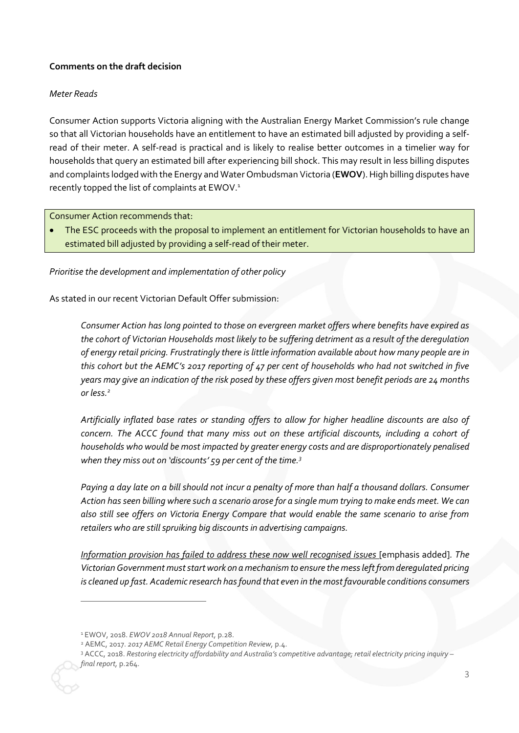**Comments on the draft decision**

*Meter Reads*

Consumer Action supports Victoria aligning with the Australian Energy Market Commission's rule change so that all Victorian households have an entitlement to have an estimated bill adjusted by providing a self-read of their meter. A self-read is practical and is likely to realise better outcomes in a timelier way for households that query an estimated bill after experiencing bill shock. This may result in less billing disputes and complaints lodged with the Energy and Water Ombudsman Victoria (**EWOV**). High billing disputes have recently topped the list of complaints at EWOV.[1]

Consumer Action recommends that:

- The ESC proceeds with the proposal to implement an entitlement for Victorian households to have an estimated bill adjusted by providing a self-read of their meter.

*Prioritise the development and implementation of other policy*

As stated in our recent Victorian Default Offer submission:

> *Consumer Action has long pointed to those on evergreen market offers where benefits have expired as the cohort of Victorian Households most likely to be suffering detriment as a result of the deregulation of energy retail pricing. Frustratingly there is little information available about how many people are in this cohort but the AEMC's 2017 reporting of 47 per cent of households who had not switched in five years may give an indication of the risk posed by these offers given most benefit periods are 24 months or less.*[2]
>
> *Artificially inflated base rates or standing offers to allow for higher headline discounts are also of concern. The ACCC found that many miss out on these artificial discounts, including a cohort of households who would be most impacted by greater energy costs and are disproportionately penalised when they miss out on 'discounts' 59 per cent of the time.*[3]
>
> *Paying a day late on a bill should not incur a penalty of more than half a thousand dollars. Consumer Action has seen billing where such a scenario arose for a single mum trying to make ends meet. We can also still see offers on Victoria Energy Compare that would enable the same scenario to arise from retailers who are still spruiking big discounts in advertising campaigns.*
>
> <u>*Information provision has failed to address these now well recognised issues*</u> [emphasis added]. *The Victorian Government must start work on a mechanism to ensure the mess left from deregulated pricing is cleaned up fast. Academic research has found that even in the most favourable conditions consumers*

---

[1] EWOV, 2018. *EWOV 2018 Annual Report,* p.28.

[2] AEMC, 2017. *2017 AEMC Retail Energy Competition Review,* p.4.

[3] ACCC, 2018. *Restoring electricity affordability and Australia's competitive advantage; retail electricity pricing inquiry – final report,* p.264.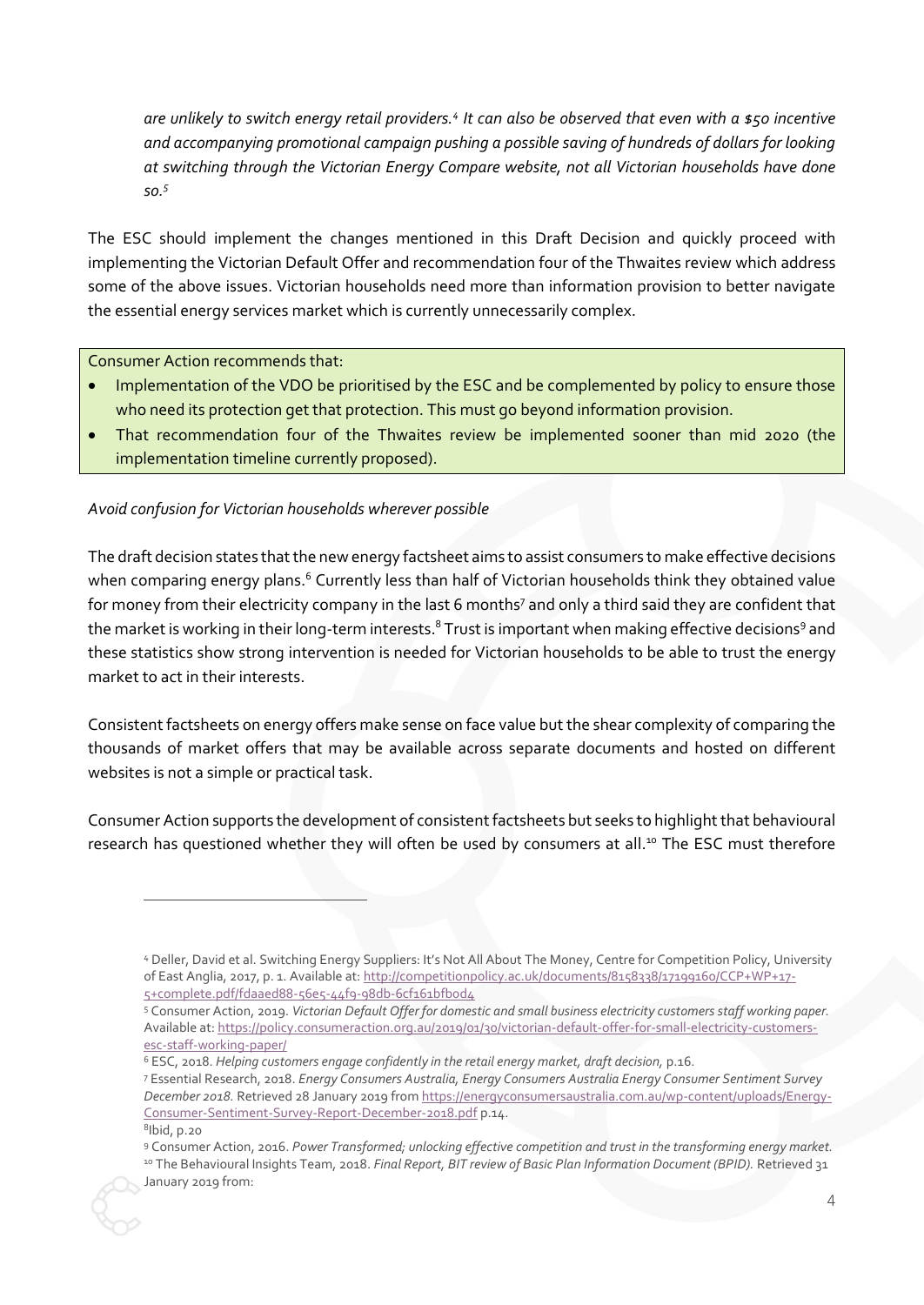*are unlikely to switch energy retail providers.[4] It can also be observed that even with a $50 incentive and accompanying promotional campaign pushing a possible saving of hundreds of dollars for looking at switching through the Victorian Energy Compare website, not all Victorian households have done so.[5]*

The ESC should implement the changes mentioned in this Draft Decision and quickly proceed with implementing the Victorian Default Offer and recommendation four of the Thwaites review which address some of the above issues. Victorian households need more than information provision to better navigate the essential energy services market which is currently unnecessarily complex.

Consumer Action recommends that:

- Implementation of the VDO be prioritised by the ESC and be complemented by policy to ensure those who need its protection get that protection. This must go beyond information provision.
- That recommendation four of the Thwaites review be implemented sooner than mid 2020 (the implementation timeline currently proposed).

*Avoid confusion for Victorian households wherever possible*

The draft decision states that the new energy factsheet aims to assist consumers to make effective decisions when comparing energy plans.[6] Currently less than half of Victorian households think they obtained value for money from their electricity company in the last 6 months[7] and only a third said they are confident that the market is working in their long-term interests.[8] Trust is important when making effective decisions[9] and these statistics show strong intervention is needed for Victorian households to be able to trust the energy market to act in their interests.

Consistent factsheets on energy offers make sense on face value but the shear complexity of comparing the thousands of market offers that may be available across separate documents and hosted on different websites is not a simple or practical task.

Consumer Action supports the development of consistent factsheets but seeks to highlight that behavioural research has questioned whether they will often be used by consumers at all.[10] The ESC must therefore

---

[4] Deller, David et al. Switching Energy Suppliers: It's Not All About The Money, Centre for Competition Policy, University of East Anglia, 2017, p. 1. Available at: http://competitionpolicy.ac.uk/documents/8158338/17199160/CCP+WP+17-5+complete.pdf/fdaaed88-56e5-44f9-98db-6cf161bfb0d4

[5] Consumer Action, 2019. *Victorian Default Offer for domestic and small business electricity customers staff working paper.* Available at: https://policy.consumeraction.org.au/2019/01/30/victorian-default-offer-for-small-electricity-customers-esc-staff-working-paper/

[6] ESC, 2018. *Helping customers engage confidently in the retail energy market, draft decision,* p.16.

[7] Essential Research, 2018. *Energy Consumers Australia, Energy Consumers Australia Energy Consumer Sentiment Survey December 2018.* Retrieved 28 January 2019 from https://energyconsumersaustralia.com.au/wp-content/uploads/Energy-Consumer-Sentiment-Survey-Report-December-2018.pdf p.14.

[8] Ibid, p.20

[9] Consumer Action, 2016. *Power Transformed; unlocking effective competition and trust in the transforming energy market.*

[10] The Behavioural Insights Team, 2018. *Final Report, BIT review of Basic Plan Information Document (BPID).* Retrieved 31 January 2019 from: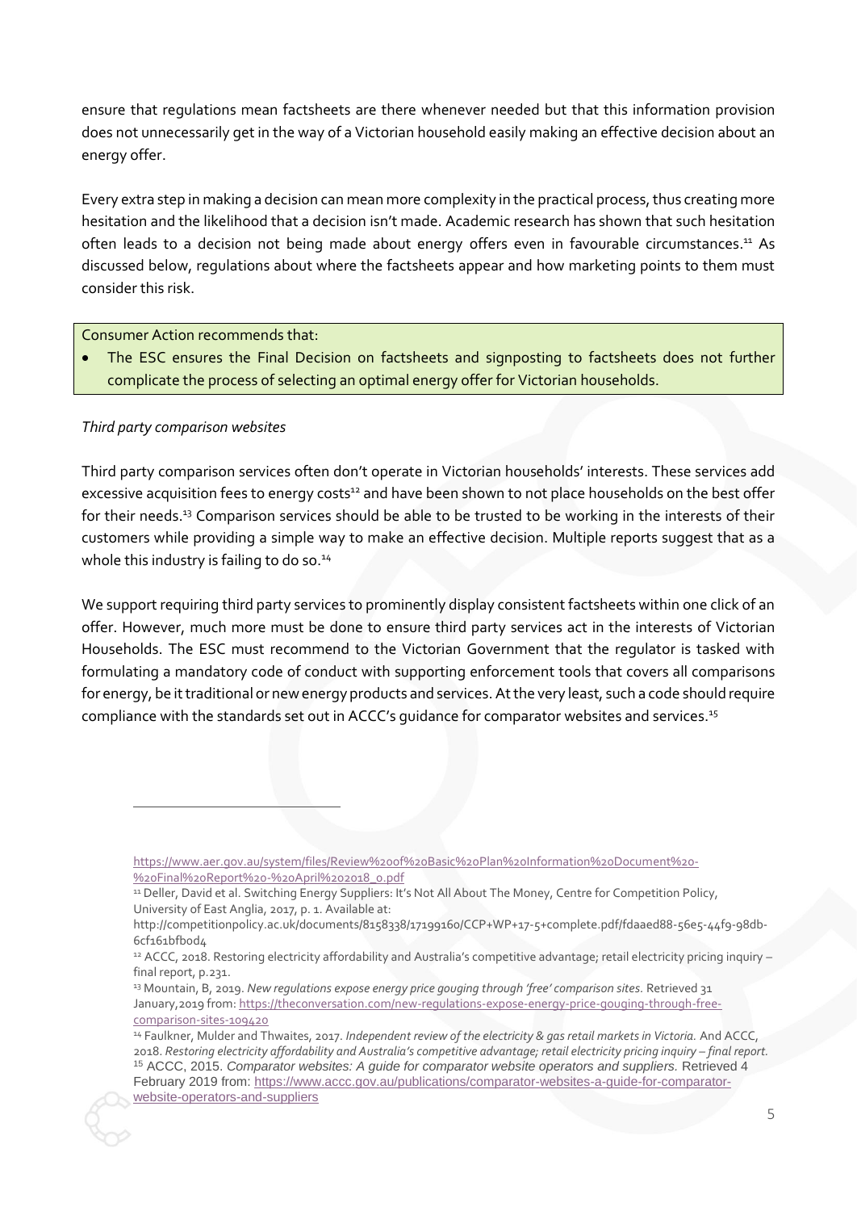ensure that regulations mean factsheets are there whenever needed but that this information provision does not unnecessarily get in the way of a Victorian household easily making an effective decision about an energy offer.

Every extra step in making a decision can mean more complexity in the practical process, thus creating more hesitation and the likelihood that a decision isn't made. Academic research has shown that such hesitation often leads to a decision not being made about energy offers even in favourable circumstances.[11] As discussed below, regulations about where the factsheets appear and how marketing points to them must consider this risk.

Consumer Action recommends that:

- The ESC ensures the Final Decision on factsheets and signposting to factsheets does not further complicate the process of selecting an optimal energy offer for Victorian households.

*Third party comparison websites*

Third party comparison services often don't operate in Victorian households' interests. These services add excessive acquisition fees to energy costs[12] and have been shown to not place households on the best offer for their needs.[13] Comparison services should be able to be trusted to be working in the interests of their customers while providing a simple way to make an effective decision. Multiple reports suggest that as a whole this industry is failing to do so.[14]

We support requiring third party services to prominently display consistent factsheets within one click of an offer. However, much more must be done to ensure third party services act in the interests of Victorian Households. The ESC must recommend to the Victorian Government that the regulator is tasked with formulating a mandatory code of conduct with supporting enforcement tools that covers all comparisons for energy, be it traditional or new energy products and services. At the very least, such a code should require compliance with the standards set out in ACCC's guidance for comparator websites and services.[15]

---

https://www.aer.gov.au/system/files/Review%20of%20Basic%20Plan%20Information%20Document%20-%20Final%20Report%20-%20April%202018_0.pdf

[11] Deller, David et al. Switching Energy Suppliers: It's Not All About The Money, Centre for Competition Policy, University of East Anglia, 2017, p. 1. Available at: http://competitionpolicy.ac.uk/documents/8158338/17199160/CCP+WP+17-5+complete.pdf/fdaaed88-56e5-44f9-98db-6cf161bfb0d4

[12] ACCC, 2018. Restoring electricity affordability and Australia's competitive advantage; retail electricity pricing inquiry – final report, p.231.

[13] Mountain, B, 2019. *New regulations expose energy price gouging through 'free' comparison sites.* Retrieved 31 January,2019 from: https://theconversation.com/new-regulations-expose-energy-price-gouging-through-free-comparison-sites-109420

[14] Faulkner, Mulder and Thwaites, 2017. *Independent review of the electricity & gas retail markets in Victoria.* And ACCC, 2018. *Restoring electricity affordability and Australia's competitive advantage; retail electricity pricing inquiry – final report.*

[15] ACCC, 2015. *Comparator websites: A guide for comparator website operators and suppliers.* Retrieved 4 February 2019 from: https://www.accc.gov.au/publications/comparator-websites-a-guide-for-comparator-website-operators-and-suppliers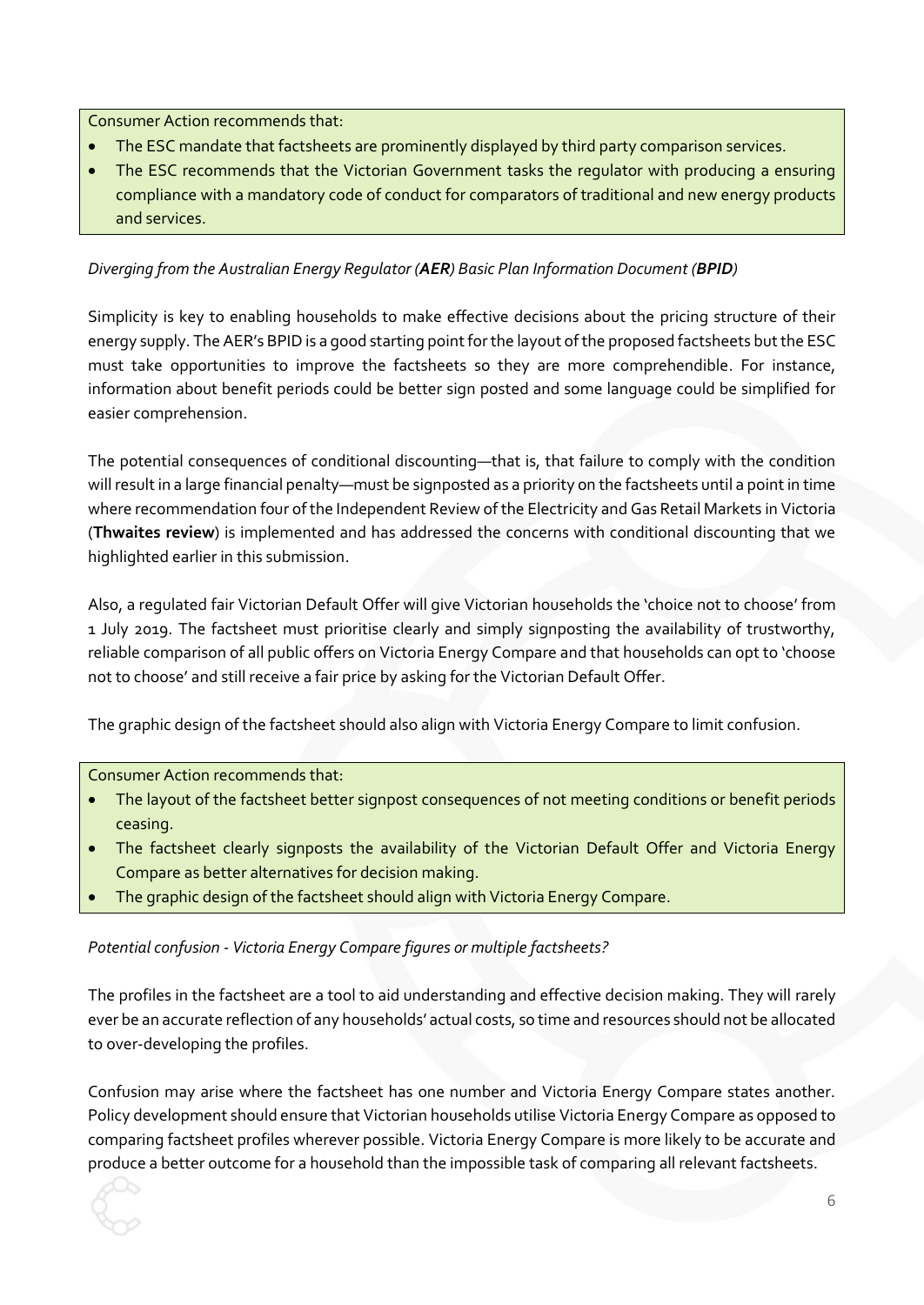Consumer Action recommends that:

- The ESC mandate that factsheets are prominently displayed by third party comparison services.
- The ESC recommends that the Victorian Government tasks the regulator with producing a ensuring compliance with a mandatory code of conduct for comparators of traditional and new energy products and services.

*Diverging from the Australian Energy Regulator (**AER**) Basic Plan Information Document (**BPID**)*

Simplicity is key to enabling households to make effective decisions about the pricing structure of their energy supply. The AER's BPID is a good starting point for the layout of the proposed factsheets but the ESC must take opportunities to improve the factsheets so they are more comprehendible. For instance, information about benefit periods could be better sign posted and some language could be simplified for easier comprehension.

The potential consequences of conditional discounting—that is, that failure to comply with the condition will result in a large financial penalty—must be signposted as a priority on the factsheets until a point in time where recommendation four of the Independent Review of the Electricity and Gas Retail Markets in Victoria (**Thwaites review**) is implemented and has addressed the concerns with conditional discounting that we highlighted earlier in this submission.

Also, a regulated fair Victorian Default Offer will give Victorian households the 'choice not to choose' from 1 July 2019. The factsheet must prioritise clearly and simply signposting the availability of trustworthy, reliable comparison of all public offers on Victoria Energy Compare and that households can opt to 'choose not to choose' and still receive a fair price by asking for the Victorian Default Offer.

The graphic design of the factsheet should also align with Victoria Energy Compare to limit confusion.

Consumer Action recommends that:

- The layout of the factsheet better signpost consequences of not meeting conditions or benefit periods ceasing.
- The factsheet clearly signposts the availability of the Victorian Default Offer and Victoria Energy Compare as better alternatives for decision making.
- The graphic design of the factsheet should align with Victoria Energy Compare.

*Potential confusion - Victoria Energy Compare figures or multiple factsheets?*

The profiles in the factsheet are a tool to aid understanding and effective decision making. They will rarely ever be an accurate reflection of any households' actual costs, so time and resources should not be allocated to over-developing the profiles.

Confusion may arise where the factsheet has one number and Victoria Energy Compare states another. Policy development should ensure that Victorian households utilise Victoria Energy Compare as opposed to comparing factsheet profiles wherever possible. Victoria Energy Compare is more likely to be accurate and produce a better outcome for a household than the impossible task of comparing all relevant factsheets.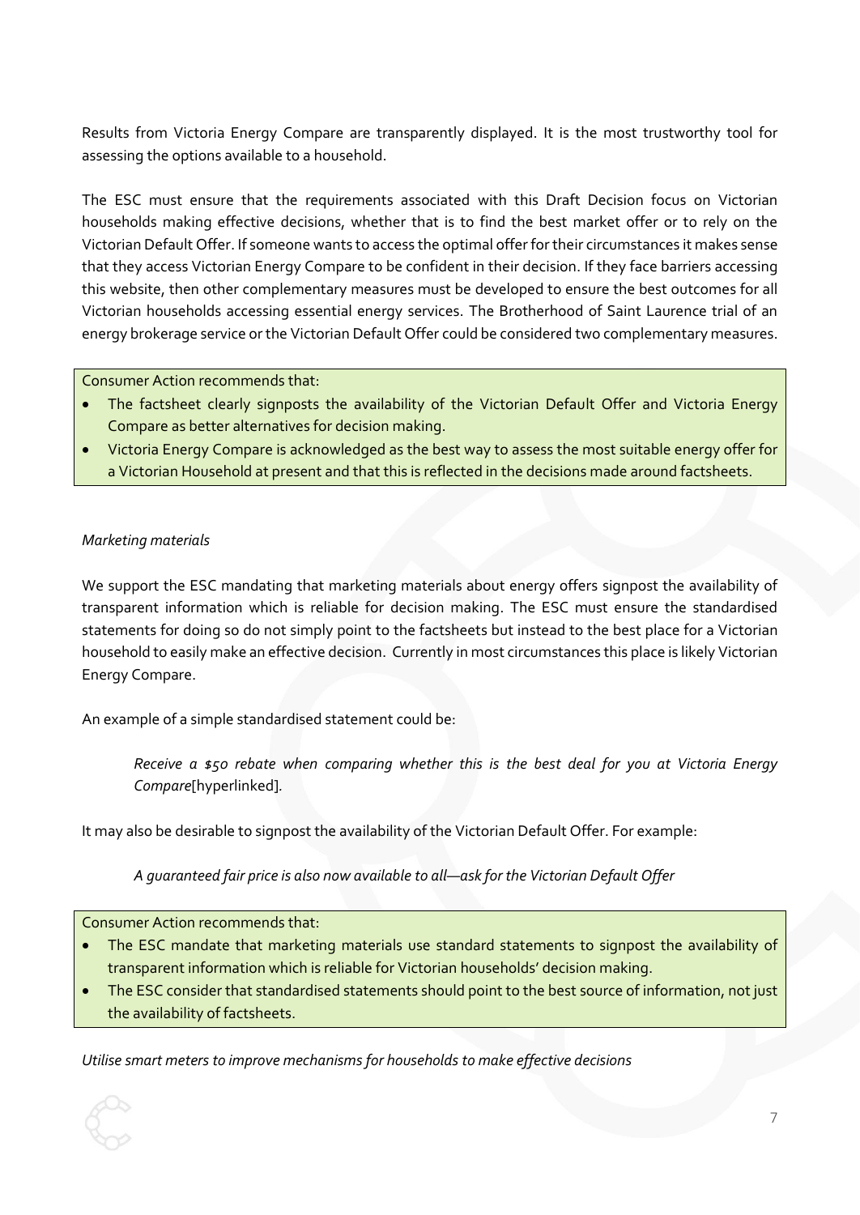Results from Victoria Energy Compare are transparently displayed. It is the most trustworthy tool for assessing the options available to a household.

The ESC must ensure that the requirements associated with this Draft Decision focus on Victorian households making effective decisions, whether that is to find the best market offer or to rely on the Victorian Default Offer. If someone wants to access the optimal offer for their circumstances it makes sense that they access Victorian Energy Compare to be confident in their decision. If they face barriers accessing this website, then other complementary measures must be developed to ensure the best outcomes for all Victorian households accessing essential energy services. The Brotherhood of Saint Laurence trial of an energy brokerage service or the Victorian Default Offer could be considered two complementary measures.

> Consumer Action recommends that:
>
> - The factsheet clearly signposts the availability of the Victorian Default Offer and Victoria Energy Compare as better alternatives for decision making.
> - Victoria Energy Compare is acknowledged as the best way to assess the most suitable energy offer for a Victorian Household at present and that this is reflected in the decisions made around factsheets.

*Marketing materials*

We support the ESC mandating that marketing materials about energy offers signpost the availability of transparent information which is reliable for decision making. The ESC must ensure the standardised statements for doing so do not simply point to the factsheets but instead to the best place for a Victorian household to easily make an effective decision. Currently in most circumstances this place is likely Victorian Energy Compare.

An example of a simple standardised statement could be:

> *Receive a $50 rebate when comparing whether this is the best deal for you at Victoria Energy Compare*[hyperlinked].

It may also be desirable to signpost the availability of the Victorian Default Offer. For example:

> *A guaranteed fair price is also now available to all—ask for the Victorian Default Offer*

> Consumer Action recommends that:
>
> - The ESC mandate that marketing materials use standard statements to signpost the availability of transparent information which is reliable for Victorian households' decision making.
> - The ESC consider that standardised statements should point to the best source of information, not just the availability of factsheets.

*Utilise smart meters to improve mechanisms for households to make effective decisions*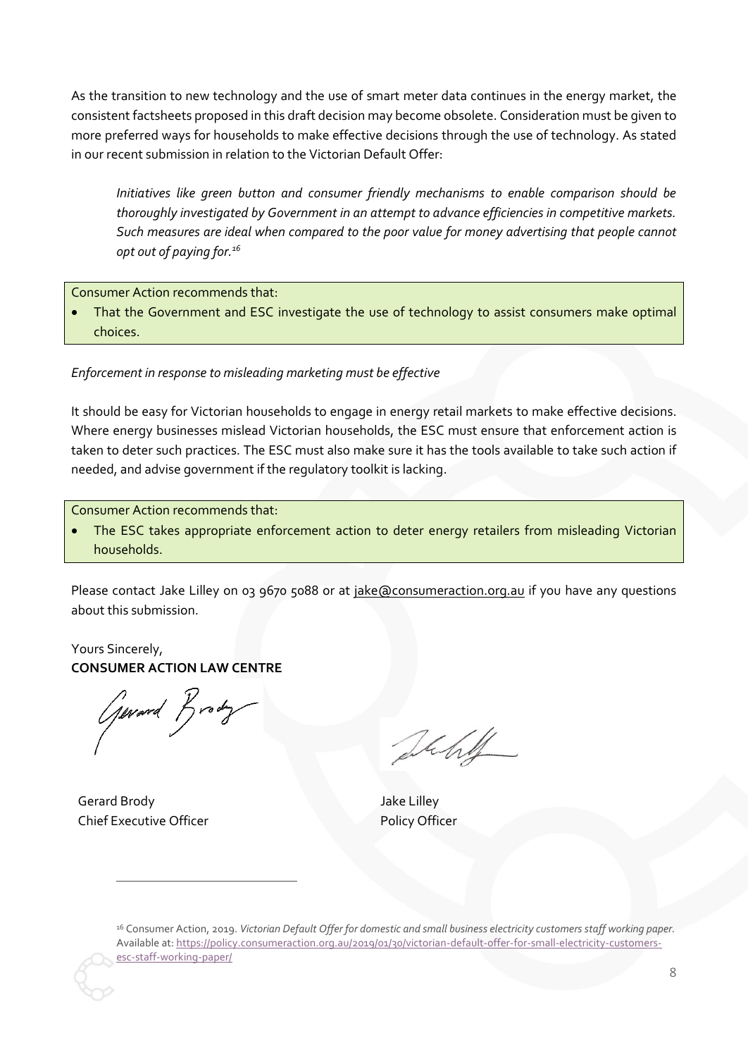As the transition to new technology and the use of smart meter data continues in the energy market, the consistent factsheets proposed in this draft decision may become obsolete. Consideration must be given to more preferred ways for households to make effective decisions through the use of technology. As stated in our recent submission in relation to the Victorian Default Offer:

> *Initiatives like green button and consumer friendly mechanisms to enable comparison should be thoroughly investigated by Government in an attempt to advance efficiencies in competitive markets. Such measures are ideal when compared to the poor value for money advertising that people cannot opt out of paying for.*[16]

Consumer Action recommends that:

- That the Government and ESC investigate the use of technology to assist consumers make optimal choices.

*Enforcement in response to misleading marketing must be effective*

It should be easy for Victorian households to engage in energy retail markets to make effective decisions. Where energy businesses mislead Victorian households, the ESC must ensure that enforcement action is taken to deter such practices. The ESC must also make sure it has the tools available to take such action if needed, and advise government if the regulatory toolkit is lacking.

Consumer Action recommends that:

- The ESC takes appropriate enforcement action to deter energy retailers from misleading Victorian households.

Please contact Jake Lilley on 03 9670 5088 or at jake@consumeraction.org.au if you have any questions about this submission.

Yours Sincerely,
**CONSUMER ACTION LAW CENTRE**

Gerard Brody
Chief Executive Officer

Jake Lilley
Policy Officer

---

[16] Consumer Action, 2019. *Victorian Default Offer for domestic and small business electricity customers staff working paper.* Available at: https://policy.consumeraction.org.au/2019/01/30/victorian-default-offer-for-small-electricity-customers-esc-staff-working-paper/